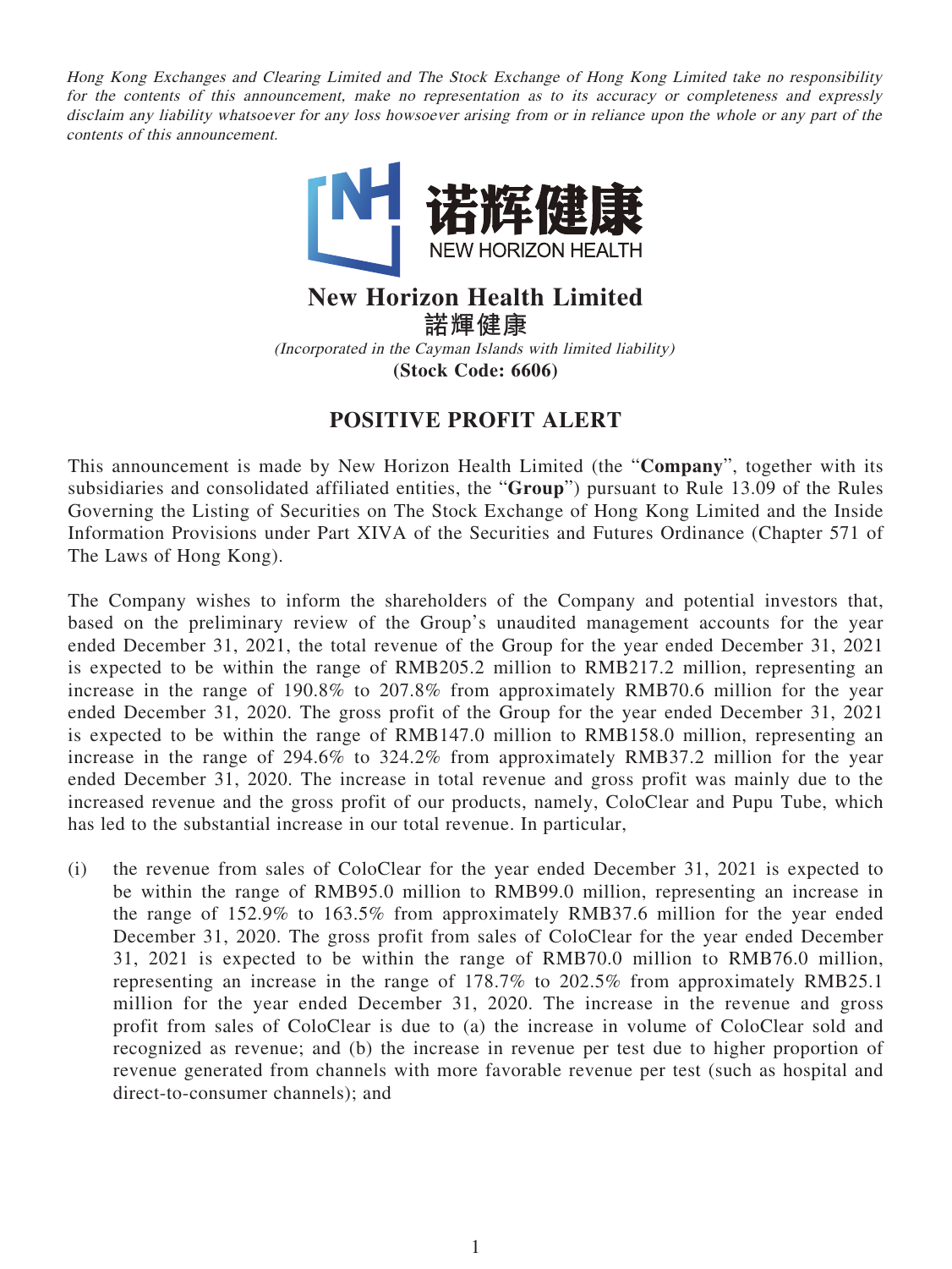*Hong Kong Exchanges and Clearing Limited and The Stock Exchange of Hong Kong Limited take no responsibility for the contents of this announcement, make no representation as to its accuracy or completeness and expressly disclaim any liability whatsoever for any loss howsoever arising from or in reliance upon the whole or any part of the contents of this announcement.*

诺辉健康
NEW HORIZON HEALTH

# New Horizon Health Limited
# 諾輝健康

*(Incorporated in the Cayman Islands with limited liability)*

**(Stock Code: 6606)**

## POSITIVE PROFIT ALERT

This announcement is made by New Horizon Health Limited (the "**Company**", together with its subsidiaries and consolidated affiliated entities, the "**Group**") pursuant to Rule 13.09 of the Rules Governing the Listing of Securities on The Stock Exchange of Hong Kong Limited and the Inside Information Provisions under Part XIVA of the Securities and Futures Ordinance (Chapter 571 of The Laws of Hong Kong).

The Company wishes to inform the shareholders of the Company and potential investors that, based on the preliminary review of the Group's unaudited management accounts for the year ended December 31, 2021, the total revenue of the Group for the year ended December 31, 2021 is expected to be within the range of RMB205.2 million to RMB217.2 million, representing an increase in the range of 190.8% to 207.8% from approximately RMB70.6 million for the year ended December 31, 2020. The gross profit of the Group for the year ended December 31, 2021 is expected to be within the range of RMB147.0 million to RMB158.0 million, representing an increase in the range of 294.6% to 324.2% from approximately RMB37.2 million for the year ended December 31, 2020. The increase in total revenue and gross profit was mainly due to the increased revenue and the gross profit of our products, namely, ColoClear and Pupu Tube, which has led to the substantial increase in our total revenue. In particular,

(i) the revenue from sales of ColoClear for the year ended December 31, 2021 is expected to be within the range of RMB95.0 million to RMB99.0 million, representing an increase in the range of 152.9% to 163.5% from approximately RMB37.6 million for the year ended December 31, 2020. The gross profit from sales of ColoClear for the year ended December 31, 2021 is expected to be within the range of RMB70.0 million to RMB76.0 million, representing an increase in the range of 178.7% to 202.5% from approximately RMB25.1 million for the year ended December 31, 2020. The increase in the revenue and gross profit from sales of ColoClear is due to (a) the increase in volume of ColoClear sold and recognized as revenue; and (b) the increase in revenue per test due to higher proportion of revenue generated from channels with more favorable revenue per test (such as hospital and direct-to-consumer channels); and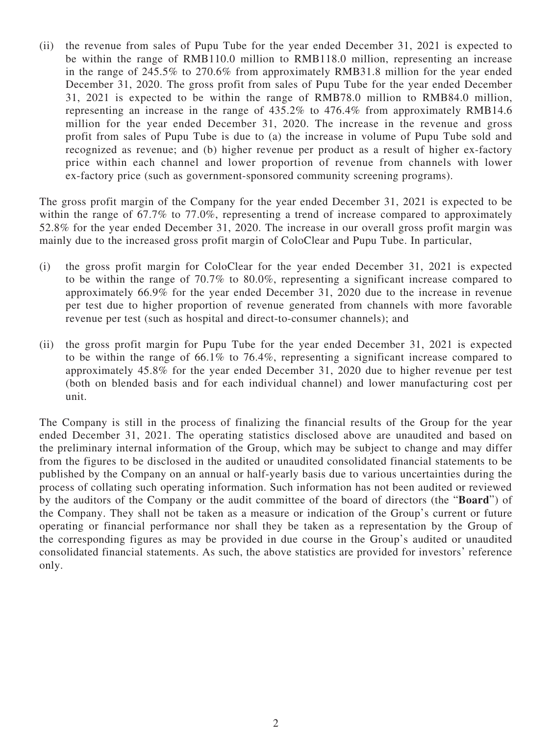(ii) the revenue from sales of Pupu Tube for the year ended December 31, 2021 is expected to be within the range of RMB110.0 million to RMB118.0 million, representing an increase in the range of 245.5% to 270.6% from approximately RMB31.8 million for the year ended December 31, 2020. The gross profit from sales of Pupu Tube for the year ended December 31, 2021 is expected to be within the range of RMB78.0 million to RMB84.0 million, representing an increase in the range of 435.2% to 476.4% from approximately RMB14.6 million for the year ended December 31, 2020. The increase in the revenue and gross profit from sales of Pupu Tube is due to (a) the increase in volume of Pupu Tube sold and recognized as revenue; and (b) higher revenue per product as a result of higher ex-factory price within each channel and lower proportion of revenue from channels with lower ex-factory price (such as government-sponsored community screening programs).

The gross profit margin of the Company for the year ended December 31, 2021 is expected to be within the range of 67.7% to 77.0%, representing a trend of increase compared to approximately 52.8% for the year ended December 31, 2020. The increase in our overall gross profit margin was mainly due to the increased gross profit margin of ColoClear and Pupu Tube. In particular,

(i) the gross profit margin for ColoClear for the year ended December 31, 2021 is expected to be within the range of 70.7% to 80.0%, representing a significant increase compared to approximately 66.9% for the year ended December 31, 2020 due to the increase in revenue per test due to higher proportion of revenue generated from channels with more favorable revenue per test (such as hospital and direct-to-consumer channels); and

(ii) the gross profit margin for Pupu Tube for the year ended December 31, 2021 is expected to be within the range of 66.1% to 76.4%, representing a significant increase compared to approximately 45.8% for the year ended December 31, 2020 due to higher revenue per test (both on blended basis and for each individual channel) and lower manufacturing cost per unit.

The Company is still in the process of finalizing the financial results of the Group for the year ended December 31, 2021. The operating statistics disclosed above are unaudited and based on the preliminary internal information of the Group, which may be subject to change and may differ from the figures to be disclosed in the audited or unaudited consolidated financial statements to be published by the Company on an annual or half-yearly basis due to various uncertainties during the process of collating such operating information. Such information has not been audited or reviewed by the auditors of the Company or the audit committee of the board of directors (the "**Board**") of the Company. They shall not be taken as a measure or indication of the Group's current or future operating or financial performance nor shall they be taken as a representation by the Group of the corresponding figures as may be provided in due course in the Group's audited or unaudited consolidated financial statements. As such, the above statistics are provided for investors' reference only.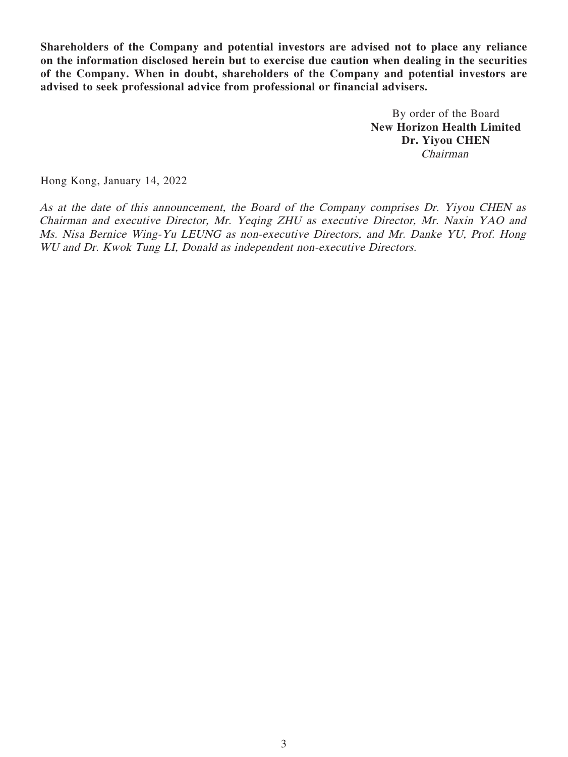**Shareholders of the Company and potential investors are advised not to place any reliance on the information disclosed herein but to exercise due caution when dealing in the securities of the Company. When in doubt, shareholders of the Company and potential investors are advised to seek professional advice from professional or financial advisers.**

By order of the Board
**New Horizon Health Limited**
**Dr. Yiyou CHEN**
*Chairman*

Hong Kong, January 14, 2022

*As at the date of this announcement, the Board of the Company comprises Dr. Yiyou CHEN as Chairman and executive Director, Mr. Yeqing ZHU as executive Director, Mr. Naxin YAO and Ms. Nisa Bernice Wing-Yu LEUNG as non-executive Directors, and Mr. Danke YU, Prof. Hong WU and Dr. Kwok Tung LI, Donald as independent non-executive Directors.*